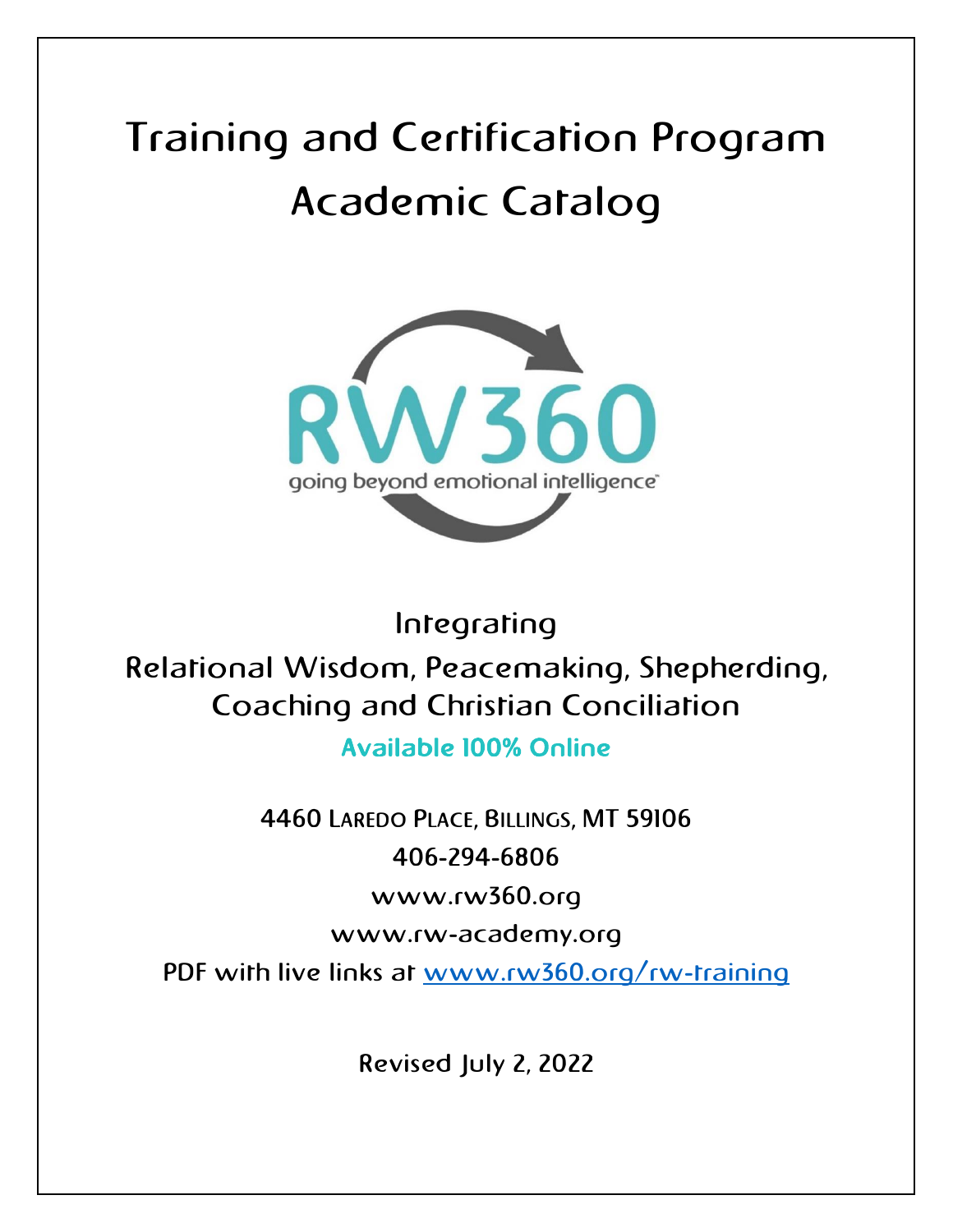# Training and Certification Program Academic Catalog

RW360

going beyond emotional intelligence

Integrating

Relational Wisdom, Peacemaking, Shepherding, Coaching and Christian Conciliation

**Available 100% Online**

4460 Laredo Place, Billings, MT 59106

406-294-6806

www.rw360.org

www.rw-academy.org

PDF with live links at [www.rw360.org/rw-training](www.rw360.org/rw-training)

Revised July 2, 2022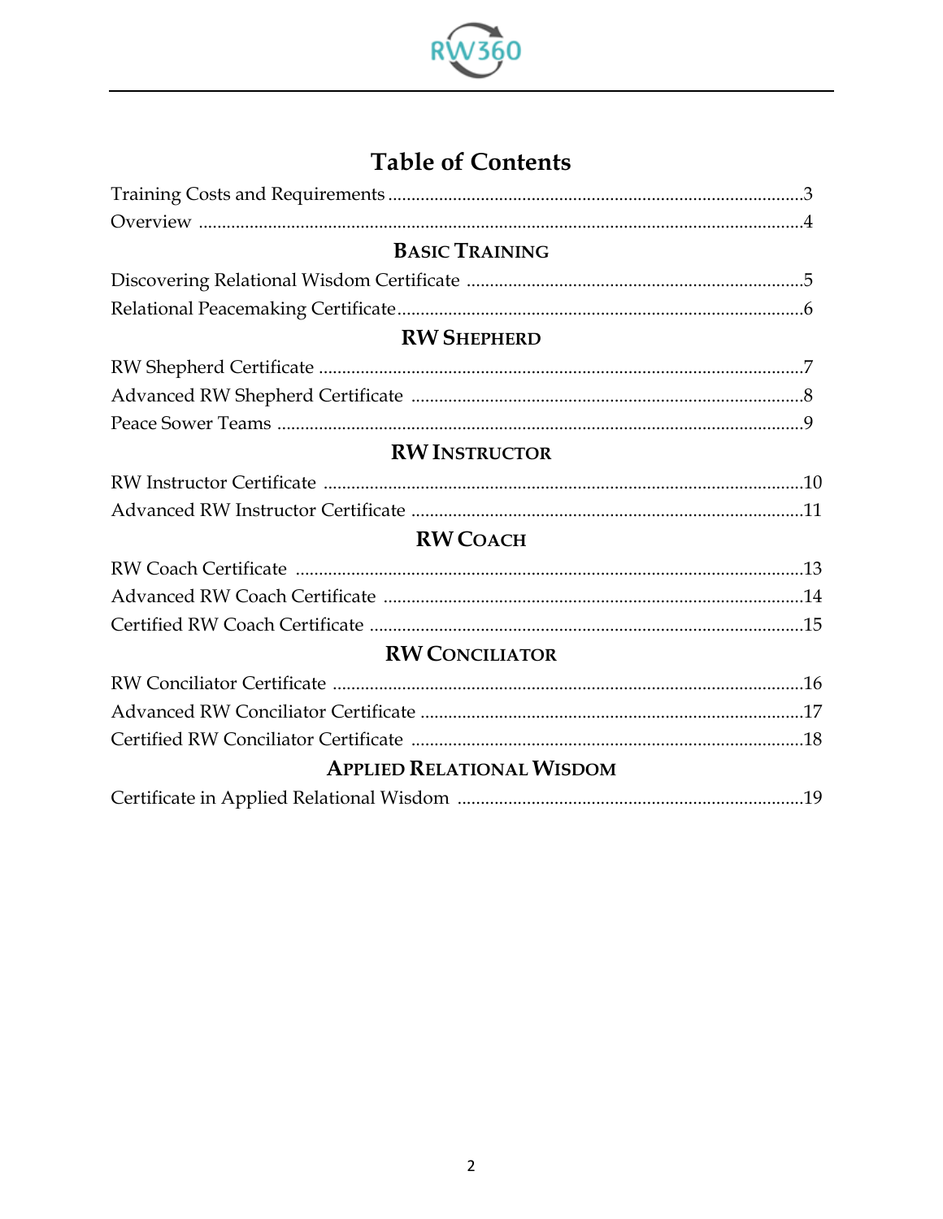# Table of Contents

Training Costs and Requirements ......... 3

Overview ......... 4

## Basic Training

Discovering Relational Wisdom Certificate ......... 5

Relational Peacemaking Certificate ......... 6

## RW Shepherd

RW Shepherd Certificate ......... 7

Advanced RW Shepherd Certificate ......... 8

Peace Sower Teams ......... 9

## RW Instructor

RW Instructor Certificate ......... 10

Advanced RW Instructor Certificate ......... 11

## RW Coach

RW Coach Certificate ......... 13

Advanced RW Coach Certificate ......... 14

Certified RW Coach Certificate ......... 15

## RW Conciliator

RW Conciliator Certificate ......... 16

Advanced RW Conciliator Certificate ......... 17

Certified RW Conciliator Certificate ......... 18

## Applied Relational Wisdom

Certificate in Applied Relational Wisdom ......... 19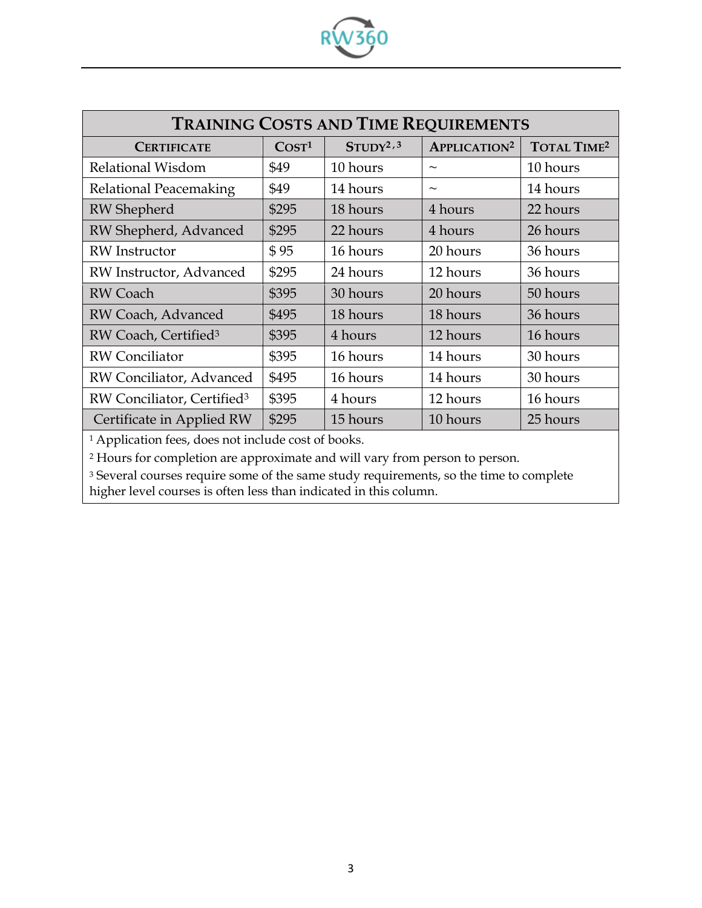| TRAINING COSTS AND TIME REQUIREMENTS | | | | |
|---|---|---|---|---|
| CERTIFICATE | COST[1] | STUDY[2,3] | APPLICATION[2] | TOTAL TIME[2] |
| Relational Wisdom | $49 | 10 hours | ~ | 10 hours |
| Relational Peacemaking | $49 | 14 hours | ~ | 14 hours |
| RW Shepherd | $295 | 18 hours | 4 hours | 22 hours |
| RW Shepherd, Advanced | $295 | 22 hours | 4 hours | 26 hours |
| RW Instructor | $ 95 | 16 hours | 20 hours | 36 hours |
| RW Instructor, Advanced | $295 | 24 hours | 12 hours | 36 hours |
| RW Coach | $395 | 30 hours | 20 hours | 50 hours |
| RW Coach, Advanced | $495 | 18 hours | 18 hours | 36 hours |
| RW Coach, Certified[3] | $395 | 4 hours | 12 hours | 16 hours |
| RW Conciliator | $395 | 16 hours | 14 hours | 30 hours |
| RW Conciliator, Advanced | $495 | 16 hours | 14 hours | 30 hours |
| RW Conciliator, Certified[3] | $395 | 4 hours | 12 hours | 16 hours |
| Certificate in Applied RW | $295 | 15 hours | 10 hours | 25 hours |

[1] Application fees, does not include cost of books.

[2] Hours for completion are approximate and will vary from person to person.

[3] Several courses require some of the same study requirements, so the time to complete higher level courses is often less than indicated in this column.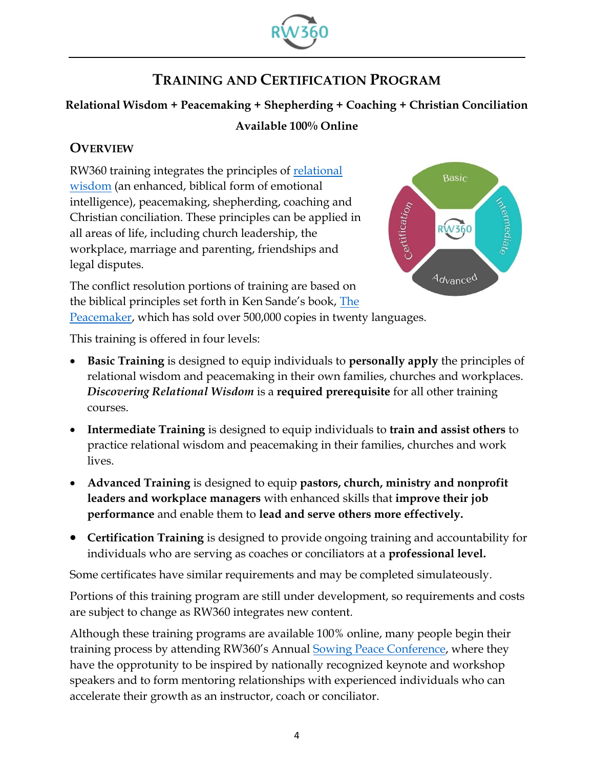# Training and Certification Program

**Relational Wisdom + Peacemaking + Shepherding + Coaching + Christian Conciliation**

**Available 100% Online**

## Overview

RW360 training integrates the principles of relational wisdom (an enhanced, biblical form of emotional intelligence), peacemaking, shepherding, coaching and Christian conciliation. These principles can be applied in all areas of life, including church leadership, the workplace, marriage and parenting, friendships and legal disputes.

The conflict resolution portions of training are based on the biblical principles set forth in Ken Sande's book, The Peacemaker, which has sold over 500,000 copies in twenty languages.

This training is offered in four levels:

- **Basic Training** is designed to equip individuals to **personally apply** the principles of relational wisdom and peacemaking in their own families, churches and workplaces. ***Discovering Relational Wisdom*** is a **required prerequisite** for all other training courses.
- **Intermediate Training** is designed to equip individuals to **train and assist others** to practice relational wisdom and peacemaking in their families, churches and work lives.
- **Advanced Training** is designed to equip **pastors, church, ministry and nonprofit leaders and workplace managers** with enhanced skills that **improve their job performance** and enable them to **lead and serve others more effectively.**
- **Certification Training** is designed to provide ongoing training and accountability for individuals who are serving as coaches or conciliators at a **professional level.**

Some certificates have similar requirements and may be completed simulateously.

Portions of this training program are still under development, so requirements and costs are subject to change as RW360 integrates new content.

Although these training programs are available 100% online, many people begin their training process by attending RW360's Annual Sowing Peace Conference, where they have the opprotunity to be inspired by nationally recognized keynote and workshop speakers and to form mentoring relationships with experienced individuals who can accelerate their growth as an instructor, coach or conciliator.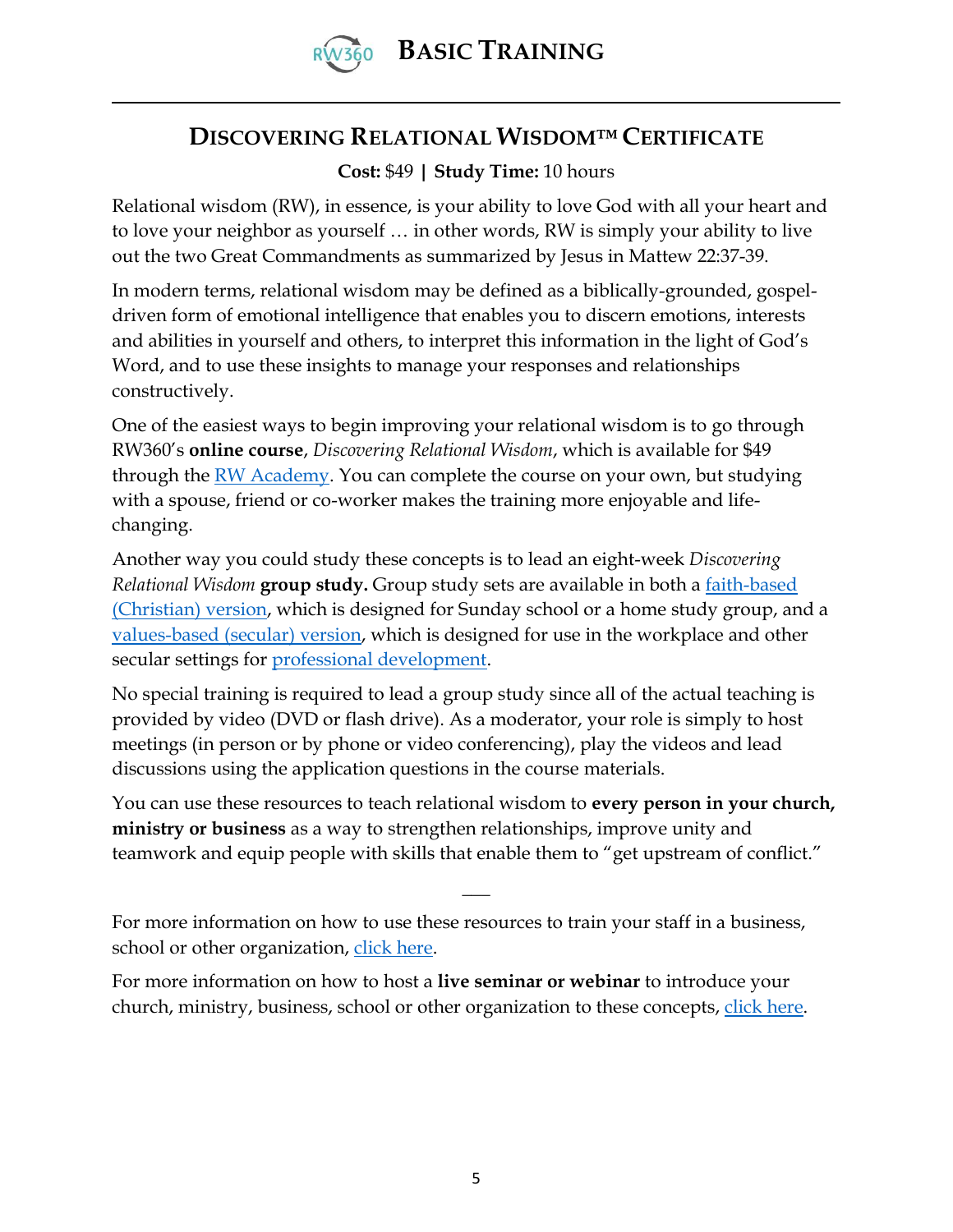## Discovering Relational Wisdom™ Certificate

**Cost:** $49 **|** **Study Time:** 10 hours

Relational wisdom (RW), in essence, is your ability to love God with all your heart and to love your neighbor as yourself … in other words, RW is simply your ability to live out the two Great Commandments as summarized by Jesus in Mattew 22:37-39.

In modern terms, relational wisdom may be defined as a biblically-grounded, gospel-driven form of emotional intelligence that enables you to discern emotions, interests and abilities in yourself and others, to interpret this information in the light of God's Word, and to use these insights to manage your responses and relationships constructively.

One of the easiest ways to begin improving your relational wisdom is to go through RW360's **online course**, *Discovering Relational Wisdom*, which is available for $49 through the RW Academy. You can complete the course on your own, but studying with a spouse, friend or co-worker makes the training more enjoyable and life-changing.

Another way you could study these concepts is to lead an eight-week *Discovering Relational Wisdom* **group study.** Group study sets are available in both a faith-based (Christian) version, which is designed for Sunday school or a home study group, and a values-based (secular) version, which is designed for use in the workplace and other secular settings for professional development.

No special training is required to lead a group study since all of the actual teaching is provided by video (DVD or flash drive). As a moderator, your role is simply to host meetings (in person or by phone or video conferencing), play the videos and lead discussions using the application questions in the course materials.

You can use these resources to teach relational wisdom to **every person in your church, ministry or business** as a way to strengthen relationships, improve unity and teamwork and equip people with skills that enable them to "get upstream of conflict."

___

For more information on how to use these resources to train your staff in a business, school or other organization, click here.

For more information on how to host a **live seminar or webinar** to introduce your church, ministry, business, school or other organization to these concepts, click here.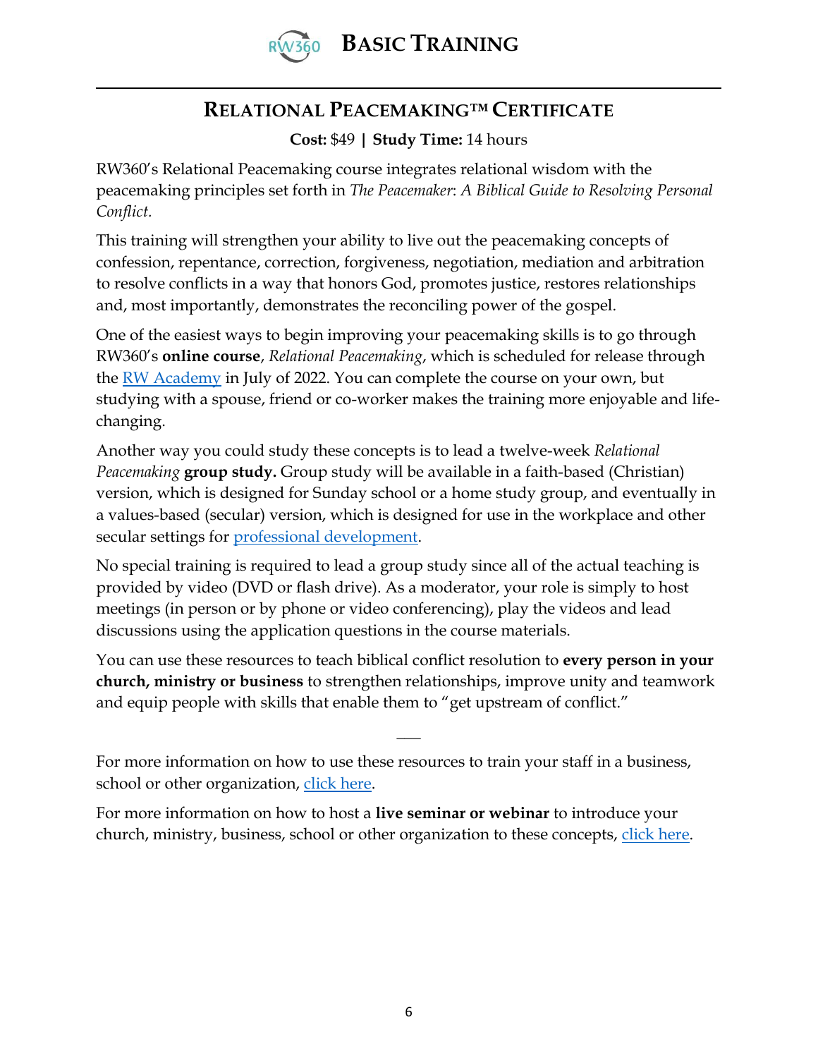## Relational Peacemaking™ Certificate

**Cost:** $49 **|** **Study Time:** 14 hours

RW360's Relational Peacemaking course integrates relational wisdom with the peacemaking principles set forth in *The Peacemaker*: *A Biblical Guide to Resolving Personal Conflict.*

This training will strengthen your ability to live out the peacemaking concepts of confession, repentance, correction, forgiveness, negotiation, mediation and arbitration to resolve conflicts in a way that honors God, promotes justice, restores relationships and, most importantly, demonstrates the reconciling power of the gospel.

One of the easiest ways to begin improving your peacemaking skills is to go through RW360's **online course**, *Relational Peacemaking*, which is scheduled for release through the RW Academy in July of 2022. You can complete the course on your own, but studying with a spouse, friend or co-worker makes the training more enjoyable and life-changing.

Another way you could study these concepts is to lead a twelve-week *Relational Peacemaking* **group study.** Group study will be available in a faith-based (Christian) version, which is designed for Sunday school or a home study group, and eventually in a values-based (secular) version, which is designed for use in the workplace and other secular settings for professional development.

No special training is required to lead a group study since all of the actual teaching is provided by video (DVD or flash drive). As a moderator, your role is simply to host meetings (in person or by phone or video conferencing), play the videos and lead discussions using the application questions in the course materials.

You can use these resources to teach biblical conflict resolution to **every person in your church, ministry or business** to strengthen relationships, improve unity and teamwork and equip people with skills that enable them to "get upstream of conflict."

---

For more information on how to use these resources to train your staff in a business, school or other organization, click here.

For more information on how to host a **live seminar or webinar** to introduce your church, ministry, business, school or other organization to these concepts, click here.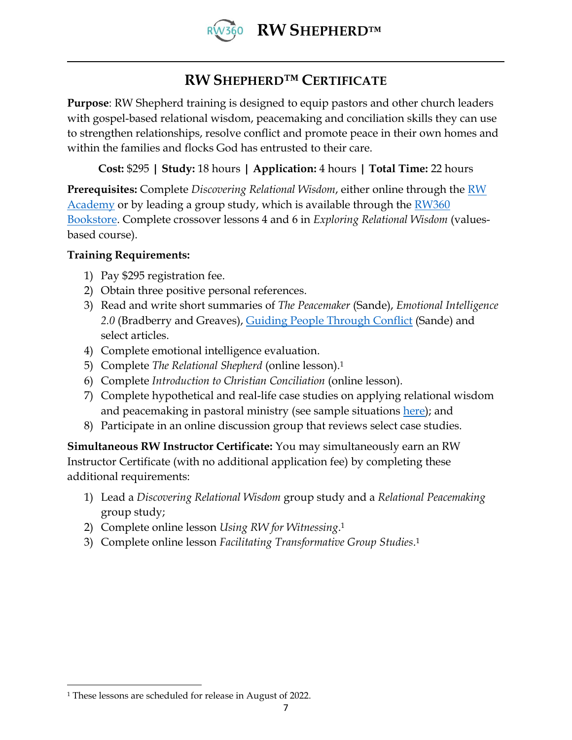## RW SHEPHERD™ CERTIFICATE

**Purpose**: RW Shepherd training is designed to equip pastors and other church leaders with gospel-based relational wisdom, peacemaking and conciliation skills they can use to strengthen relationships, resolve conflict and promote peace in their own homes and within the families and flocks God has entrusted to their care.

**Cost:** $295 **|** **Study:** 18 hours **|** **Application:** 4 hours **|** **Total Time:** 22 hours

**Prerequisites:** Complete *Discovering Relational Wisdom*, either online through the RW Academy or by leading a group study, which is available through the RW360 Bookstore. Complete crossover lessons 4 and 6 in *Exploring Relational Wisdom* (values-based course).

**Training Requirements:**

1) Pay $295 registration fee.
2) Obtain three positive personal references.
3) Read and write short summaries of *The Peacemaker* (Sande), *Emotional Intelligence 2.0* (Bradberry and Greaves), Guiding People Through Conflict (Sande) and select articles.
4) Complete emotional intelligence evaluation.
5) Complete *The Relational Shepherd* (online lesson).[1]
6) Complete *Introduction to Christian Conciliation* (online lesson).
7) Complete hypothetical and real-life case studies on applying relational wisdom and peacemaking in pastoral ministry (see sample situations here); and
8) Participate in an online discussion group that reviews select case studies.

**Simultaneous RW Instructor Certificate:** You may simultaneously earn an RW Instructor Certificate (with no additional application fee) by completing these additional requirements:

1) Lead a *Discovering Relational Wisdom* group study and a *Relational Peacemaking* group study;
2) Complete online lesson *Using RW for Witnessing*.[1]
3) Complete online lesson *Facilitating Transformative Group Studies*.[1]

[1] These lessons are scheduled for release in August of 2022.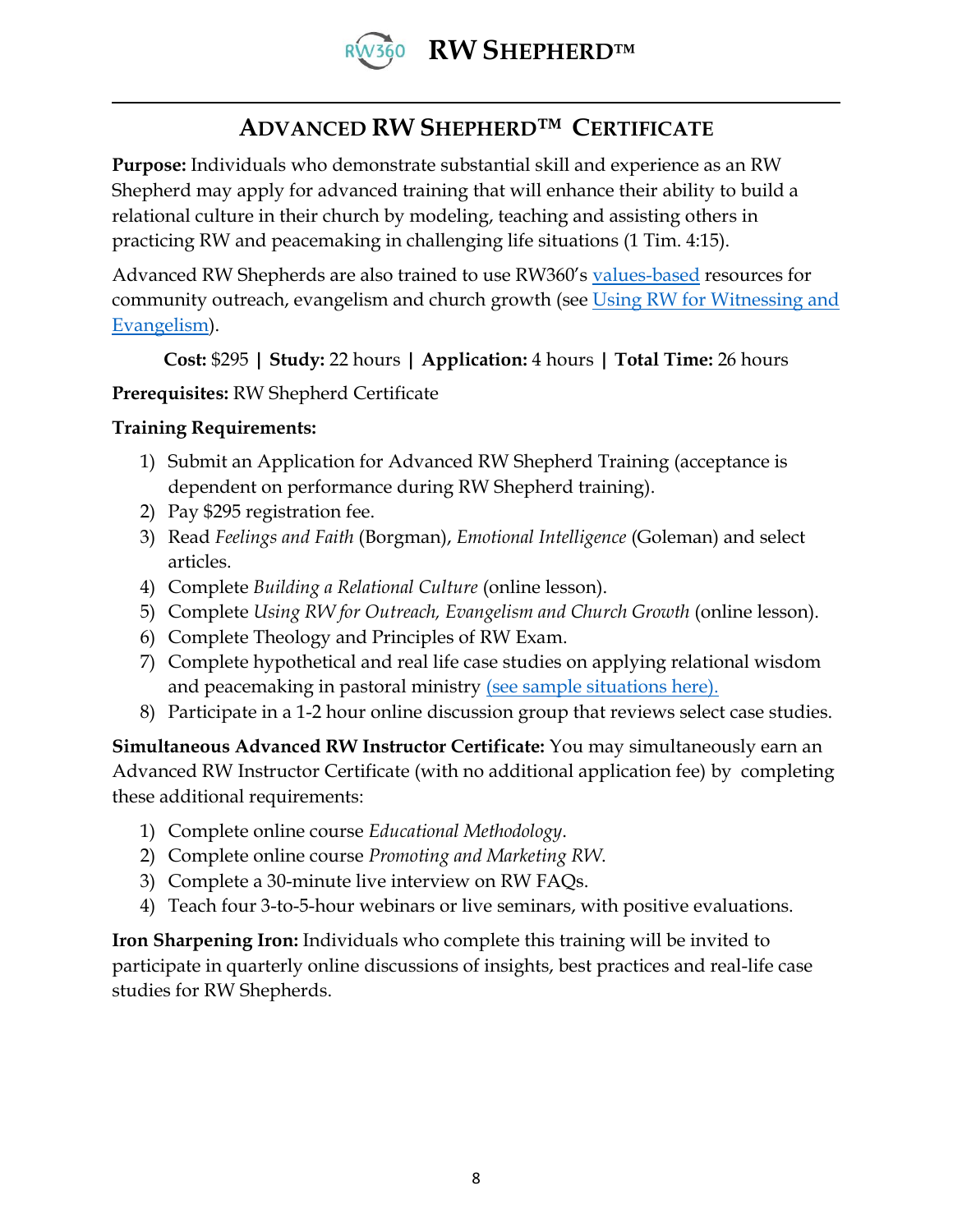## ADVANCED RW SHEPHERD™ CERTIFICATE

**Purpose:** Individuals who demonstrate substantial skill and experience as an RW Shepherd may apply for advanced training that will enhance their ability to build a relational culture in their church by modeling, teaching and assisting others in practicing RW and peacemaking in challenging life situations (1 Tim. 4:15).

Advanced RW Shepherds are also trained to use RW360's values-based resources for community outreach, evangelism and church growth (see Using RW for Witnessing and Evangelism).

**Cost:** $295 **|** **Study:** 22 hours **|** **Application:** 4 hours **|** **Total Time:** 26 hours

**Prerequisites:** RW Shepherd Certificate

**Training Requirements:**

1) Submit an Application for Advanced RW Shepherd Training (acceptance is dependent on performance during RW Shepherd training).
2) Pay $295 registration fee.
3) Read *Feelings and Faith* (Borgman), *Emotional Intelligence* (Goleman) and select articles.
4) Complete *Building a Relational Culture* (online lesson).
5) Complete *Using RW for Outreach, Evangelism and Church Growth* (online lesson).
6) Complete Theology and Principles of RW Exam.
7) Complete hypothetical and real life case studies on applying relational wisdom and peacemaking in pastoral ministry (see sample situations here).
8) Participate in a 1-2 hour online discussion group that reviews select case studies.

**Simultaneous Advanced RW Instructor Certificate:** You may simultaneously earn an Advanced RW Instructor Certificate (with no additional application fee) by completing these additional requirements:

1) Complete online course *Educational Methodology*.
2) Complete online course *Promoting and Marketing RW*.
3) Complete a 30-minute live interview on RW FAQs.
4) Teach four 3-to-5-hour webinars or live seminars, with positive evaluations.

**Iron Sharpening Iron:** Individuals who complete this training will be invited to participate in quarterly online discussions of insights, best practices and real-life case studies for RW Shepherds.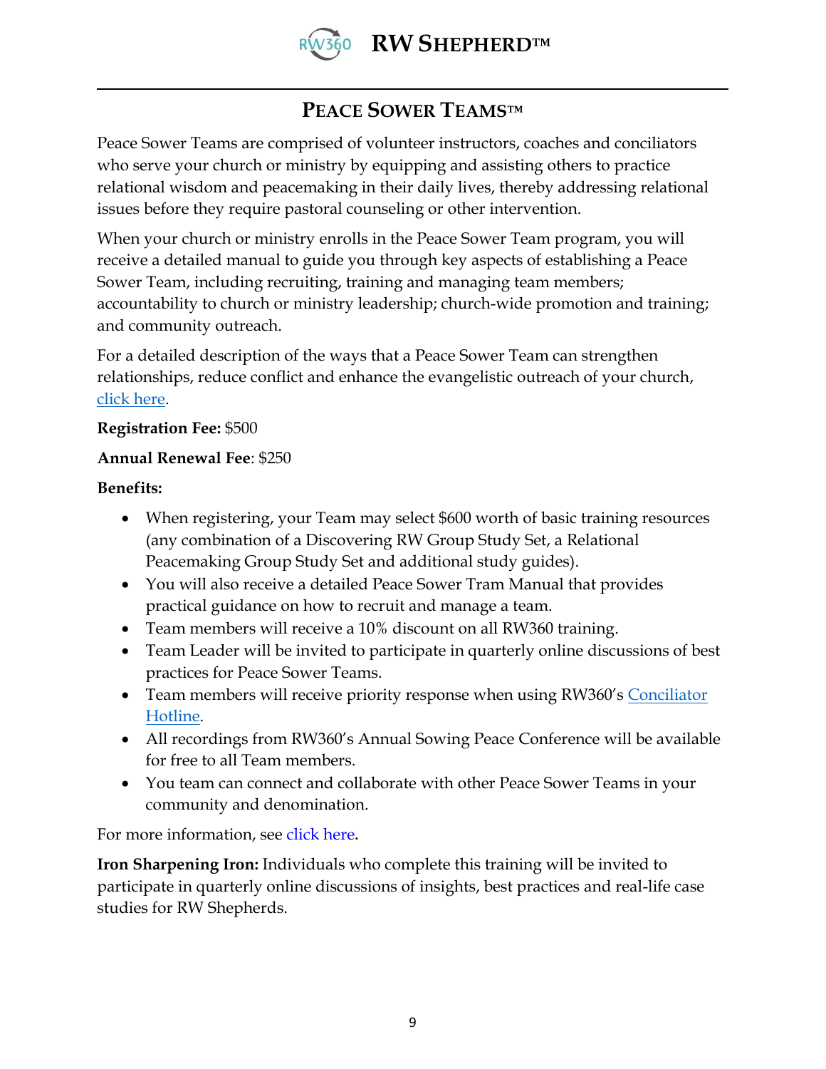## PEACE SOWER TEAMS™

Peace Sower Teams are comprised of volunteer instructors, coaches and conciliators who serve your church or ministry by equipping and assisting others to practice relational wisdom and peacemaking in their daily lives, thereby addressing relational issues before they require pastoral counseling or other intervention.

When your church or ministry enrolls in the Peace Sower Team program, you will receive a detailed manual to guide you through key aspects of establishing a Peace Sower Team, including recruiting, training and managing team members; accountability to church or ministry leadership; church-wide promotion and training; and community outreach.

For a detailed description of the ways that a Peace Sower Team can strengthen relationships, reduce conflict and enhance the evangelistic outreach of your church, click here.

**Registration Fee:** $500

**Annual Renewal Fee**: $250

**Benefits:**

- When registering, your Team may select $600 worth of basic training resources (any combination of a Discovering RW Group Study Set, a Relational Peacemaking Group Study Set and additional study guides).
- You will also receive a detailed Peace Sower Tram Manual that provides practical guidance on how to recruit and manage a team.
- Team members will receive a 10% discount on all RW360 training.
- Team Leader will be invited to participate in quarterly online discussions of best practices for Peace Sower Teams.
- Team members will receive priority response when using RW360's Conciliator Hotline.
- All recordings from RW360's Annual Sowing Peace Conference will be available for free to all Team members.
- You team can connect and collaborate with other Peace Sower Teams in your community and denomination.

For more information, see click here.

**Iron Sharpening Iron:** Individuals who complete this training will be invited to participate in quarterly online discussions of insights, best practices and real-life case studies for RW Shepherds.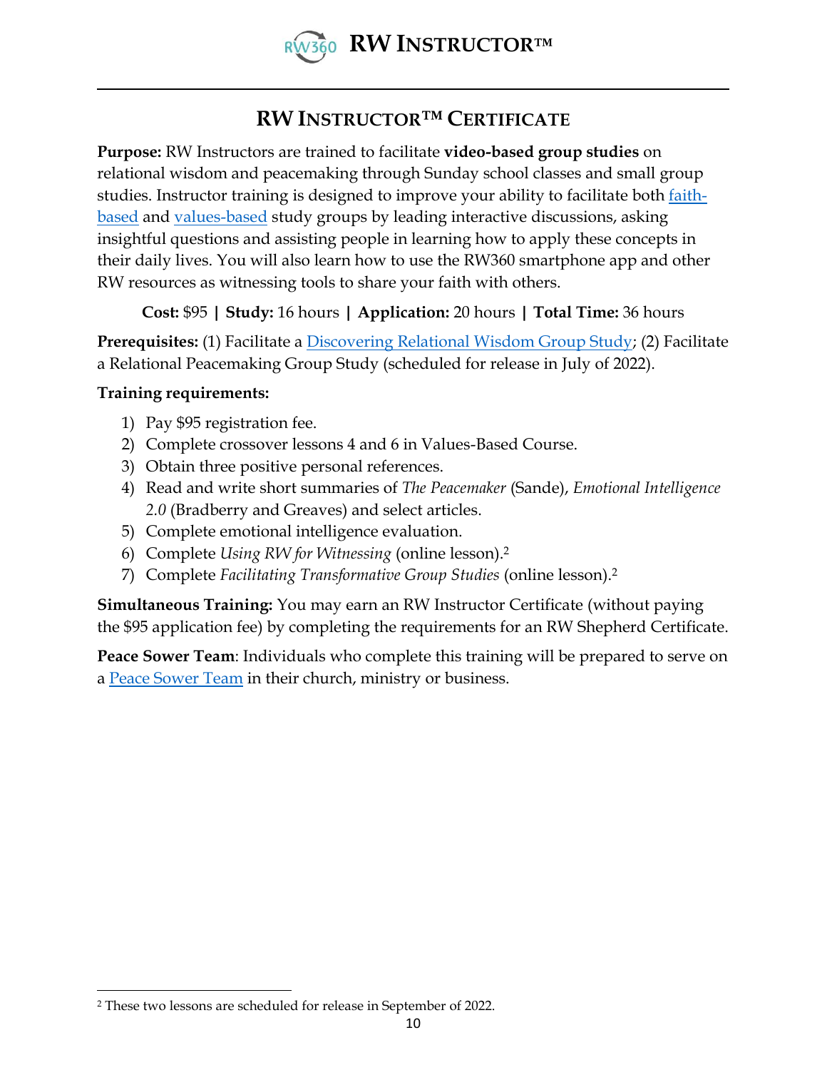## RW INSTRUCTOR™ CERTIFICATE

**Purpose:** RW Instructors are trained to facilitate **video-based group studies** on relational wisdom and peacemaking through Sunday school classes and small group studies. Instructor training is designed to improve your ability to facilitate both faith-based and values-based study groups by leading interactive discussions, asking insightful questions and assisting people in learning how to apply these concepts in their daily lives. You will also learn how to use the RW360 smartphone app and other RW resources as witnessing tools to share your faith with others.

**Cost:** $95 **|** **Study:** 16 hours **|** **Application:** 20 hours **|** **Total Time:** 36 hours

**Prerequisites:** (1) Facilitate a Discovering Relational Wisdom Group Study; (2) Facilitate a Relational Peacemaking Group Study (scheduled for release in July of 2022).

**Training requirements:**

1) Pay $95 registration fee.
2) Complete crossover lessons 4 and 6 in Values-Based Course.
3) Obtain three positive personal references.
4) Read and write short summaries of *The Peacemaker* (Sande), *Emotional Intelligence 2.0* (Bradberry and Greaves) and select articles.
5) Complete emotional intelligence evaluation.
6) Complete *Using RW for Witnessing* (online lesson).[2]
7) Complete *Facilitating Transformative Group Studies* (online lesson).[2]

**Simultaneous Training:** You may earn an RW Instructor Certificate (without paying the $95 application fee) by completing the requirements for an RW Shepherd Certificate.

**Peace Sower Team**: Individuals who complete this training will be prepared to serve on a Peace Sower Team in their church, ministry or business.

---

[2] These two lessons are scheduled for release in September of 2022.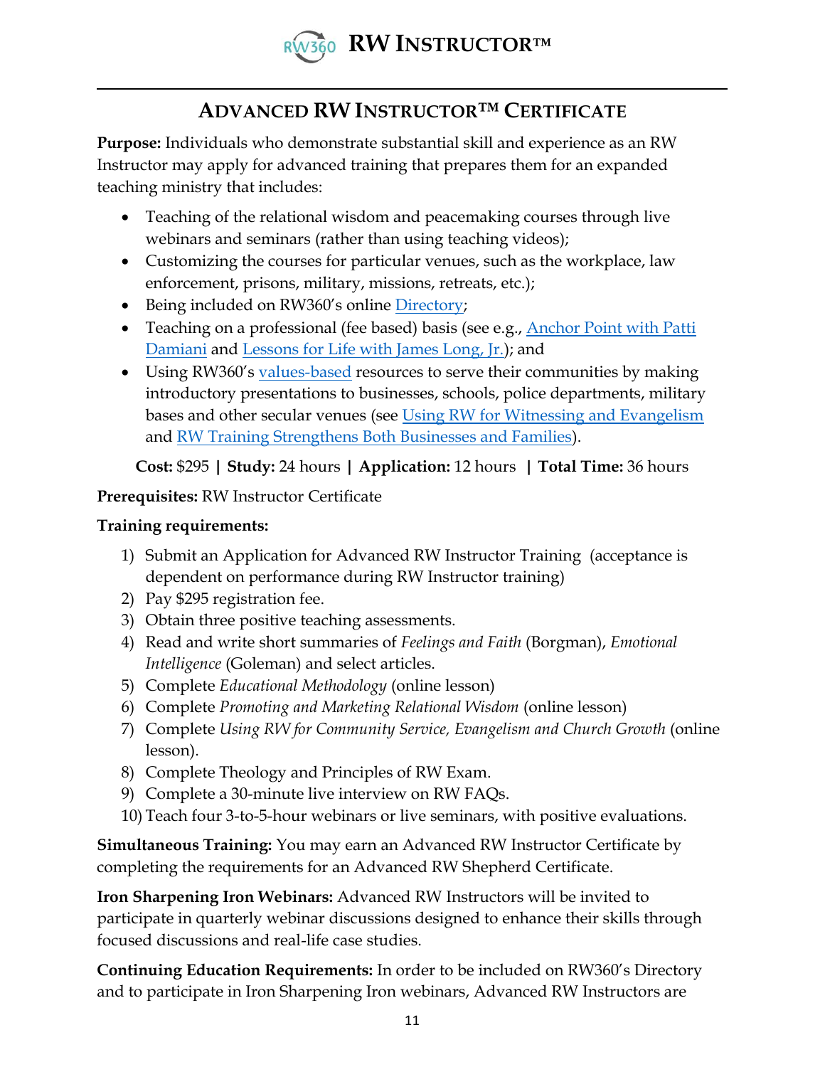## Advanced RW Instructor™ Certificate

**Purpose:** Individuals who demonstrate substantial skill and experience as an RW Instructor may apply for advanced training that prepares them for an expanded teaching ministry that includes:

- Teaching of the relational wisdom and peacemaking courses through live webinars and seminars (rather than using teaching videos);
- Customizing the courses for particular venues, such as the workplace, law enforcement, prisons, military, missions, retreats, etc.);
- Being included on RW360's online Directory;
- Teaching on a professional (fee based) basis (see e.g., Anchor Point with Patti Damiani and Lessons for Life with James Long, Jr.); and
- Using RW360's values-based resources to serve their communities by making introductory presentations to businesses, schools, police departments, military bases and other secular venues (see Using RW for Witnessing and Evangelism and RW Training Strengthens Both Businesses and Families).

**Cost:** $295 **|** **Study:** 24 hours **|** **Application:** 12 hours **|** **Total Time:** 36 hours

**Prerequisites:** RW Instructor Certificate

**Training requirements:**

1) Submit an Application for Advanced RW Instructor Training (acceptance is dependent on performance during RW Instructor training)
2) Pay $295 registration fee.
3) Obtain three positive teaching assessments.
4) Read and write short summaries of *Feelings and Faith* (Borgman), *Emotional Intelligence* (Goleman) and select articles.
5) Complete *Educational Methodology* (online lesson)
6) Complete *Promoting and Marketing Relational Wisdom* (online lesson)
7) Complete *Using RW for Community Service, Evangelism and Church Growth* (online lesson).
8) Complete Theology and Principles of RW Exam.
9) Complete a 30-minute live interview on RW FAQs.
10) Teach four 3-to-5-hour webinars or live seminars, with positive evaluations.

**Simultaneous Training:** You may earn an Advanced RW Instructor Certificate by completing the requirements for an Advanced RW Shepherd Certificate.

**Iron Sharpening Iron Webinars:** Advanced RW Instructors will be invited to participate in quarterly webinar discussions designed to enhance their skills through focused discussions and real-life case studies.

**Continuing Education Requirements:** In order to be included on RW360's Directory and to participate in Iron Sharpening Iron webinars, Advanced RW Instructors are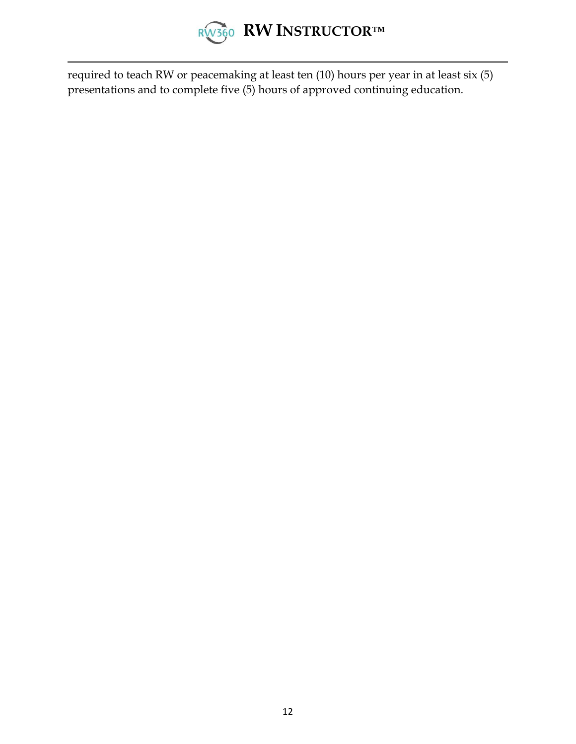required to teach RW or peacemaking at least ten (10) hours per year in at least six (5) presentations and to complete five (5) hours of approved continuing education.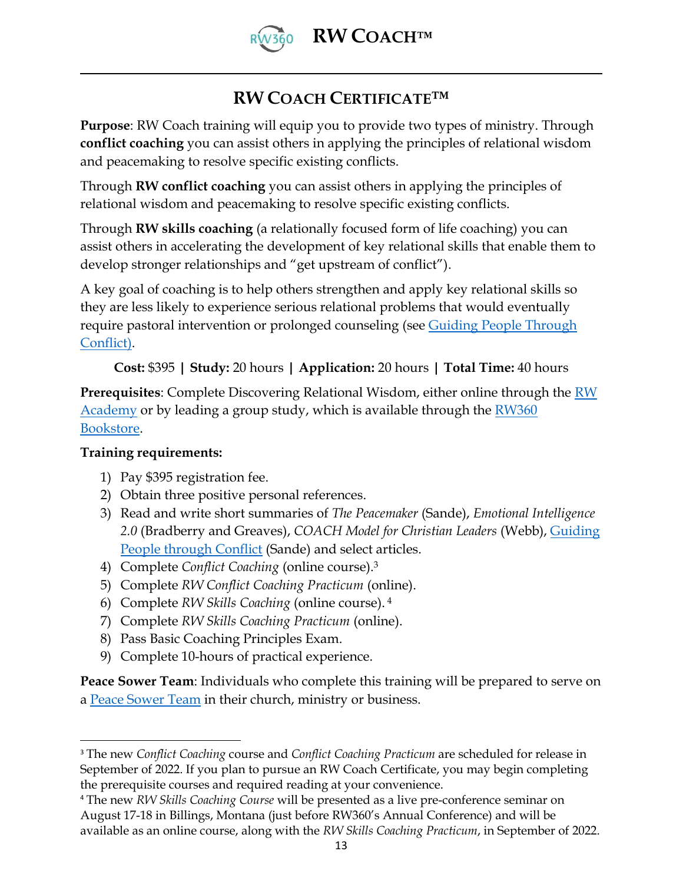# RW Coach Certificate™

**Purpose**: RW Coach training will equip you to provide two types of ministry. Through **conflict coaching** you can assist others in applying the principles of relational wisdom and peacemaking to resolve specific existing conflicts.

Through **RW conflict coaching** you can assist others in applying the principles of relational wisdom and peacemaking to resolve specific existing conflicts.

Through **RW skills coaching** (a relationally focused form of life coaching) you can assist others in accelerating the development of key relational skills that enable them to develop stronger relationships and "get upstream of conflict").

A key goal of coaching is to help others strengthen and apply key relational skills so they are less likely to experience serious relational problems that would eventually require pastoral intervention or prolonged counseling (see Guiding People Through Conflict).

**Cost:** $395 **|** **Study:** 20 hours **|** **Application:** 20 hours **|** **Total Time:** 40 hours

**Prerequisites**: Complete Discovering Relational Wisdom, either online through the RW Academy or by leading a group study, which is available through the RW360 Bookstore.

**Training requirements:**

1) Pay $395 registration fee.
2) Obtain three positive personal references.
3) Read and write short summaries of *The Peacemaker* (Sande), *Emotional Intelligence 2.0* (Bradberry and Greaves), *COACH Model for Christian Leaders* (Webb), Guiding People through Conflict (Sande) and select articles.
4) Complete *Conflict Coaching* (online course).[3]
5) Complete *RW Conflict Coaching Practicum* (online).
6) Complete *RW Skills Coaching* (online course).[4]
7) Complete *RW Skills Coaching Practicum* (online).
8) Pass Basic Coaching Principles Exam.
9) Complete 10-hours of practical experience.

**Peace Sower Team**: Individuals who complete this training will be prepared to serve on a Peace Sower Team in their church, ministry or business.

---

[3] The new *Conflict Coaching* course and *Conflict Coaching Practicum* are scheduled for release in September of 2022. If you plan to pursue an RW Coach Certificate, you may begin completing the prerequisite courses and required reading at your convenience.

[4] The new *RW Skills Coaching Course* will be presented as a live pre-conference seminar on August 17-18 in Billings, Montana (just before RW360's Annual Conference) and will be available as an online course, along with the *RW Skills Coaching Practicum*, in September of 2022.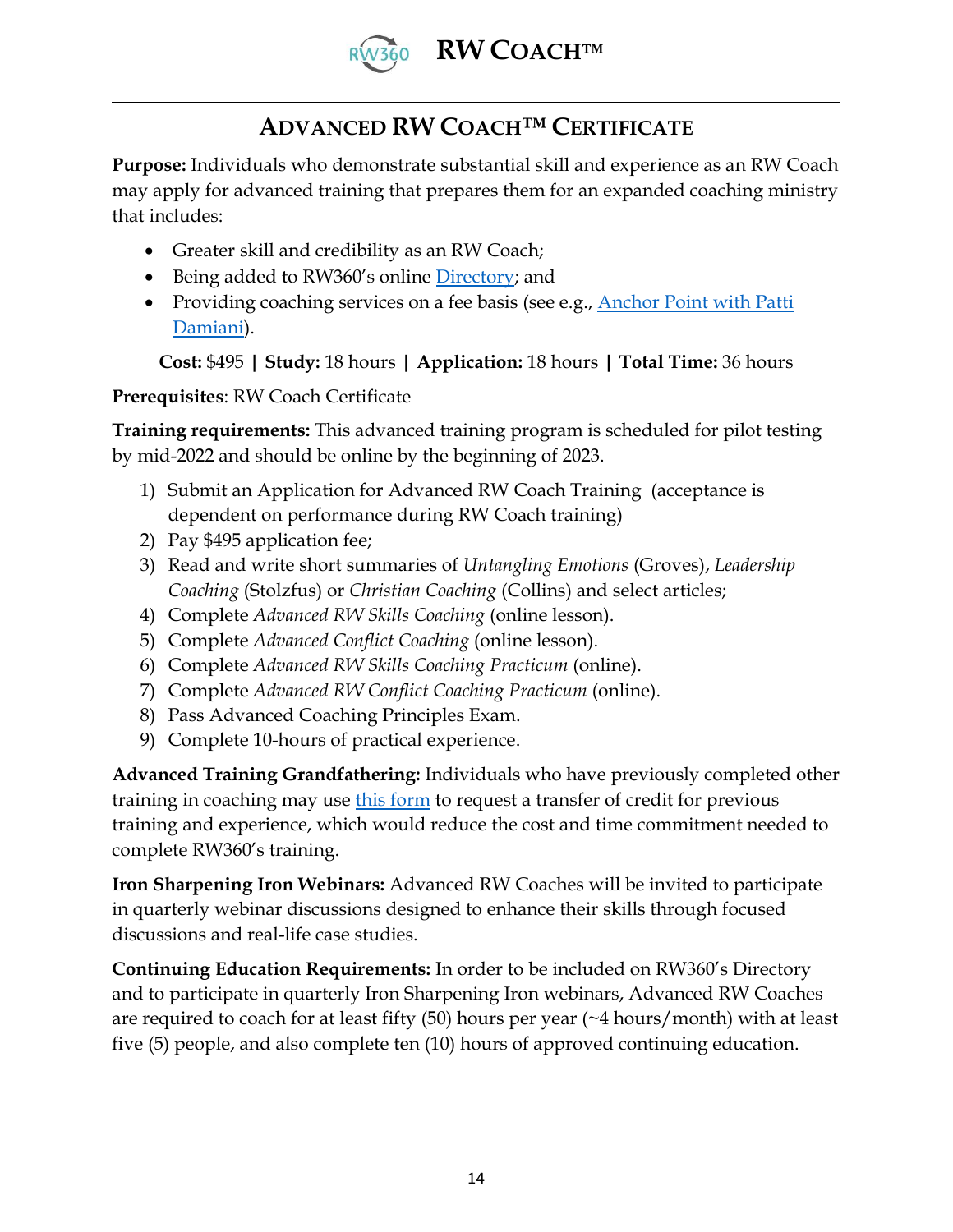# ADVANCED RW COACH™ CERTIFICATE

**Purpose:** Individuals who demonstrate substantial skill and experience as an RW Coach may apply for advanced training that prepares them for an expanded coaching ministry that includes:

- Greater skill and credibility as an RW Coach;
- Being added to RW360's online Directory; and
- Providing coaching services on a fee basis (see e.g., Anchor Point with Patti Damiani).

**Cost:** $495 **|** **Study:** 18 hours **|** **Application:** 18 hours **|** **Total Time:** 36 hours

**Prerequisites**: RW Coach Certificate

**Training requirements:** This advanced training program is scheduled for pilot testing by mid-2022 and should be online by the beginning of 2023.

1) Submit an Application for Advanced RW Coach Training (acceptance is dependent on performance during RW Coach training)
2) Pay $495 application fee;
3) Read and write short summaries of *Untangling Emotions* (Groves), *Leadership Coaching* (Stolzfus) or *Christian Coaching* (Collins) and select articles;
4) Complete *Advanced RW Skills Coaching* (online lesson).
5) Complete *Advanced Conflict Coaching* (online lesson).
6) Complete *Advanced RW Skills Coaching Practicum* (online).
7) Complete *Advanced RW Conflict Coaching Practicum* (online).
8) Pass Advanced Coaching Principles Exam.
9) Complete 10-hours of practical experience.

**Advanced Training Grandfathering:** Individuals who have previously completed other training in coaching may use this form to request a transfer of credit for previous training and experience, which would reduce the cost and time commitment needed to complete RW360's training.

**Iron Sharpening Iron Webinars:** Advanced RW Coaches will be invited to participate in quarterly webinar discussions designed to enhance their skills through focused discussions and real-life case studies.

**Continuing Education Requirements:** In order to be included on RW360's Directory and to participate in quarterly Iron Sharpening Iron webinars, Advanced RW Coaches are required to coach for at least fifty (50) hours per year (~4 hours/month) with at least five (5) people, and also complete ten (10) hours of approved continuing education.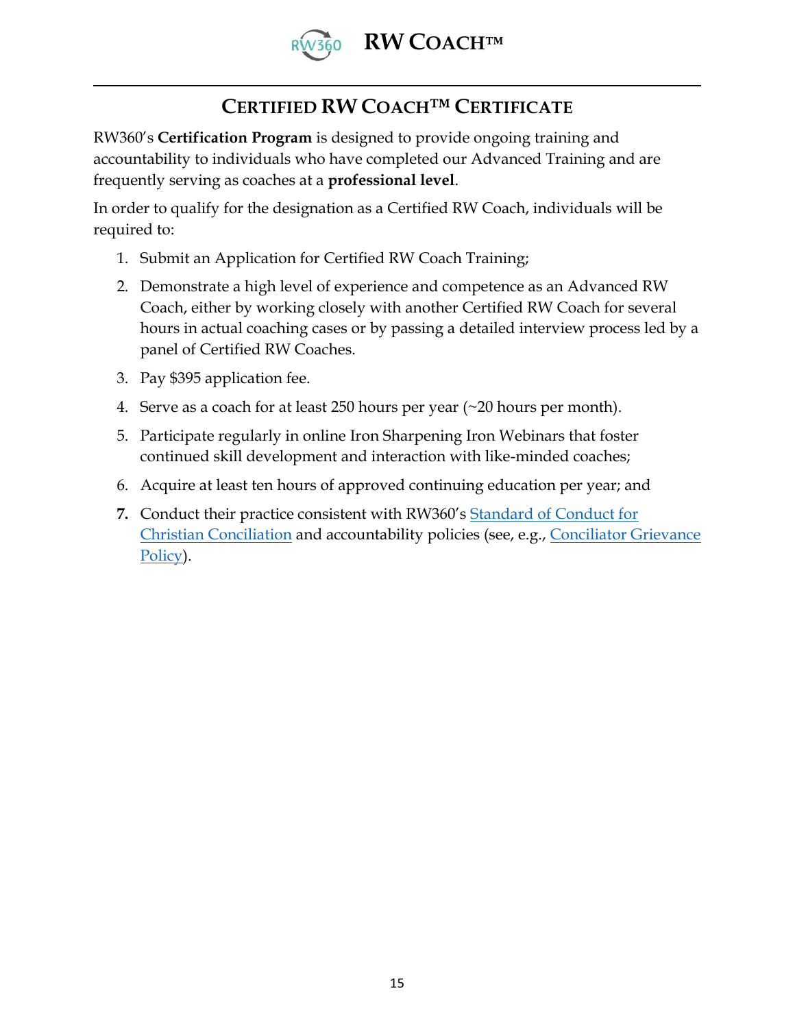## Certified RW Coach™ Certificate

RW360's **Certification Program** is designed to provide ongoing training and accountability to individuals who have completed our Advanced Training and are frequently serving as coaches at a **professional level**.

In order to qualify for the designation as a Certified RW Coach, individuals will be required to:

1. Submit an Application for Certified RW Coach Training;
2. Demonstrate a high level of experience and competence as an Advanced RW Coach, either by working closely with another Certified RW Coach for several hours in actual coaching cases or by passing a detailed interview process led by a panel of Certified RW Coaches.
3. Pay $395 application fee.
4. Serve as a coach for at least 250 hours per year (~20 hours per month).
5. Participate regularly in online Iron Sharpening Iron Webinars that foster continued skill development and interaction with like-minded coaches;
6. Acquire at least ten hours of approved continuing education per year; and
7. Conduct their practice consistent with RW360's Standard of Conduct for Christian Conciliation and accountability policies (see, e.g., Conciliator Grievance Policy).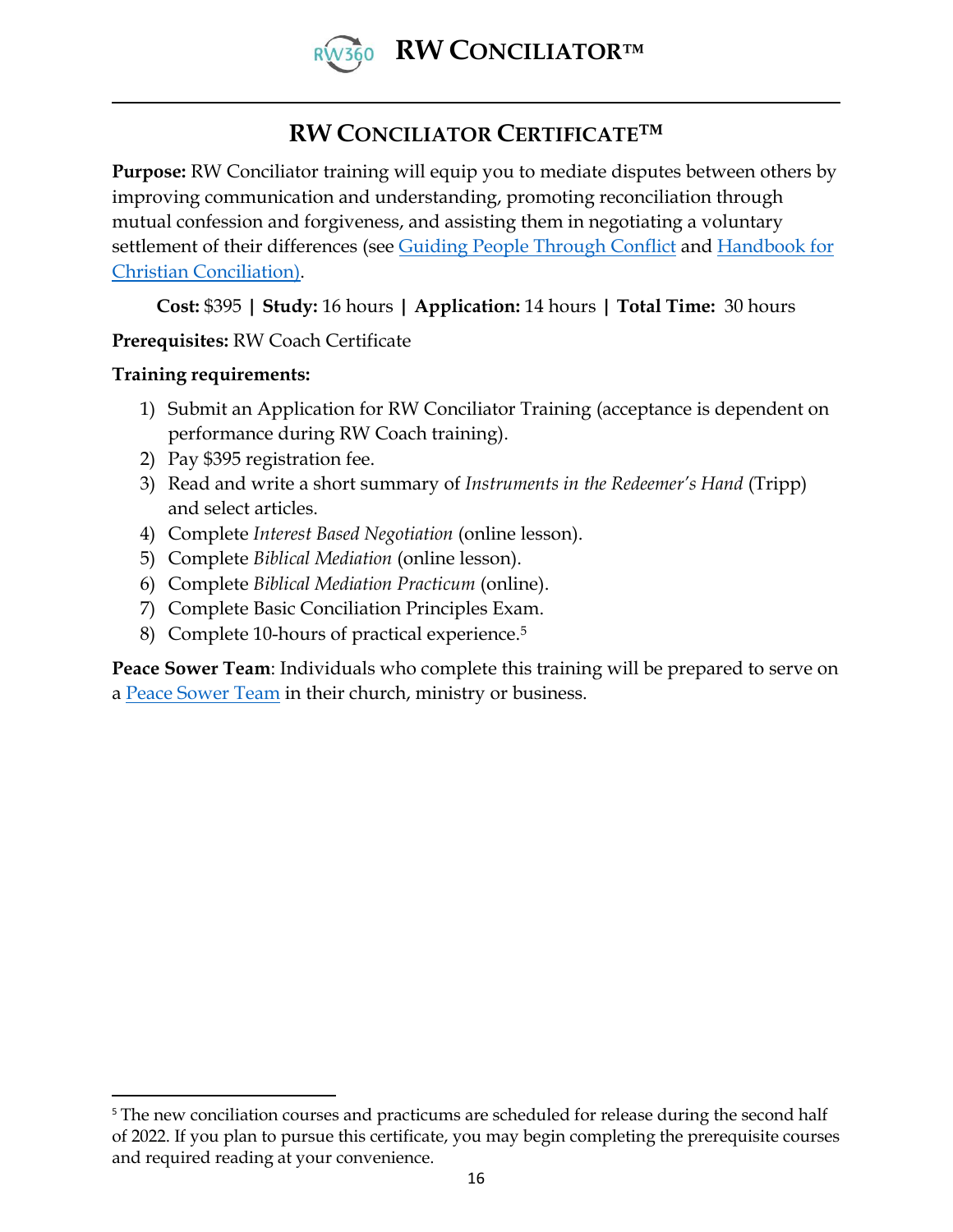## RW CONCILIATOR CERTIFICATE™

**Purpose:** RW Conciliator training will equip you to mediate disputes between others by improving communication and understanding, promoting reconciliation through mutual confession and forgiveness, and assisting them in negotiating a voluntary settlement of their differences (see Guiding People Through Conflict and Handbook for Christian Conciliation).

**Cost:** $395 **|** **Study:** 16 hours **|** **Application:** 14 hours **|** **Total Time:** 30 hours

**Prerequisites:** RW Coach Certificate

**Training requirements:**

1) Submit an Application for RW Conciliator Training (acceptance is dependent on performance during RW Coach training).
2) Pay $395 registration fee.
3) Read and write a short summary of *Instruments in the Redeemer's Hand* (Tripp) and select articles.
4) Complete *Interest Based Negotiation* (online lesson).
5) Complete *Biblical Mediation* (online lesson).
6) Complete *Biblical Mediation Practicum* (online).
7) Complete Basic Conciliation Principles Exam.
8) Complete 10-hours of practical experience.[5]

**Peace Sower Team**: Individuals who complete this training will be prepared to serve on a Peace Sower Team in their church, ministry or business.

[5] The new conciliation courses and practicums are scheduled for release during the second half of 2022. If you plan to pursue this certificate, you may begin completing the prerequisite courses and required reading at your convenience.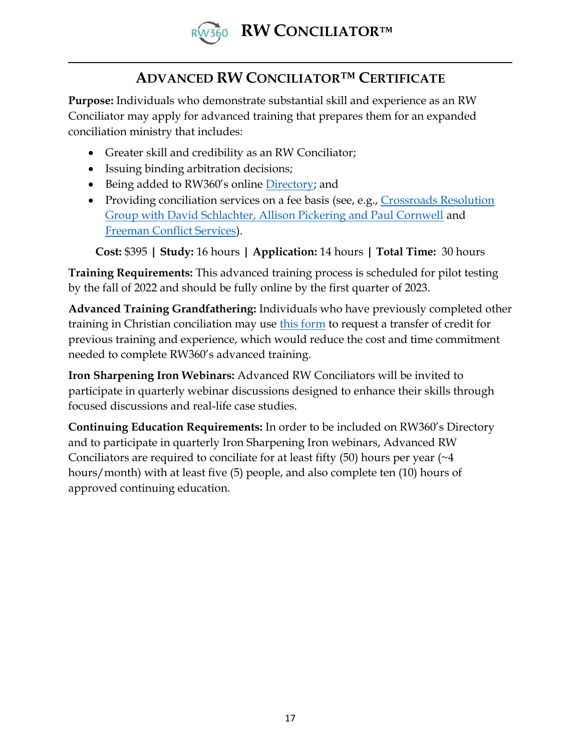# ADVANCED RW CONCILIATOR™ CERTIFICATE

**Purpose:** Individuals who demonstrate substantial skill and experience as an RW Conciliator may apply for advanced training that prepares them for an expanded conciliation ministry that includes:

- Greater skill and credibility as an RW Conciliator;
- Issuing binding arbitration decisions;
- Being added to RW360's online Directory; and
- Providing conciliation services on a fee basis (see, e.g., Crossroads Resolution Group with David Schlachter, Allison Pickering and Paul Cornwell and Freeman Conflict Services).

**Cost:** $395 **|** **Study:** 16 hours **|** **Application:** 14 hours **|** **Total Time:** 30 hours

**Training Requirements:** This advanced training process is scheduled for pilot testing by the fall of 2022 and should be fully online by the first quarter of 2023.

**Advanced Training Grandfathering:** Individuals who have previously completed other training in Christian conciliation may use this form to request a transfer of credit for previous training and experience, which would reduce the cost and time commitment needed to complete RW360's advanced training.

**Iron Sharpening Iron Webinars:** Advanced RW Conciliators will be invited to participate in quarterly webinar discussions designed to enhance their skills through focused discussions and real-life case studies.

**Continuing Education Requirements:** In order to be included on RW360's Directory and to participate in quarterly Iron Sharpening Iron webinars, Advanced RW Conciliators are required to conciliate for at least fifty (50) hours per year (~4 hours/month) with at least five (5) people, and also complete ten (10) hours of approved continuing education.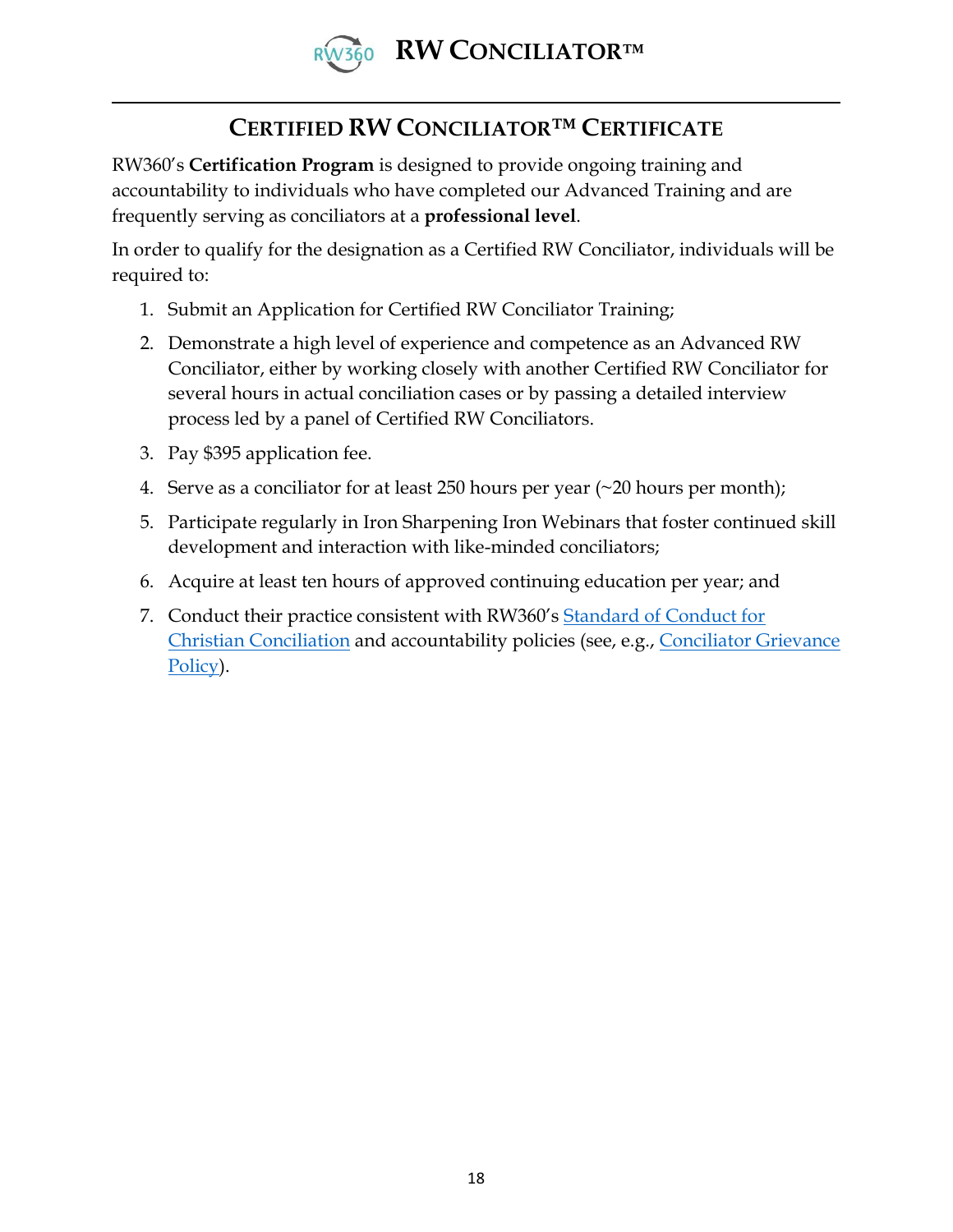# Certified RW Conciliator™ Certificate

RW360's **Certification Program** is designed to provide ongoing training and accountability to individuals who have completed our Advanced Training and are frequently serving as conciliators at a **professional level**.

In order to qualify for the designation as a Certified RW Conciliator, individuals will be required to:

1. Submit an Application for Certified RW Conciliator Training;
2. Demonstrate a high level of experience and competence as an Advanced RW Conciliator, either by working closely with another Certified RW Conciliator for several hours in actual conciliation cases or by passing a detailed interview process led by a panel of Certified RW Conciliators.
3. Pay $395 application fee.
4. Serve as a conciliator for at least 250 hours per year (~20 hours per month);
5. Participate regularly in Iron Sharpening Iron Webinars that foster continued skill development and interaction with like-minded conciliators;
6. Acquire at least ten hours of approved continuing education per year; and
7. Conduct their practice consistent with RW360's Standard of Conduct for Christian Conciliation and accountability policies (see, e.g., Conciliator Grievance Policy).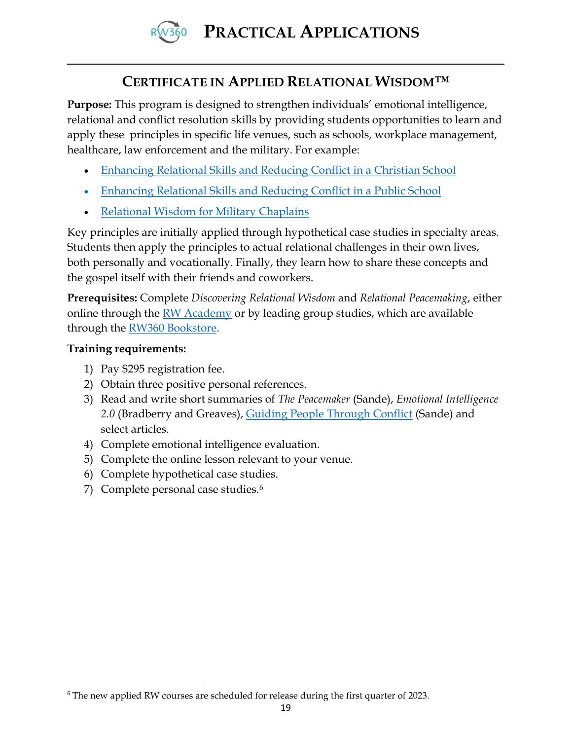# PRACTICAL APPLICATIONS

## CERTIFICATE IN APPLIED RELATIONAL WISDOM™

**Purpose:** This program is designed to strengthen individuals' emotional intelligence, relational and conflict resolution skills by providing students opportunities to learn and apply these principles in specific life venues, such as schools, workplace management, healthcare, law enforcement and the military. For example:

- Enhancing Relational Skills and Reducing Conflict in a Christian School
- Enhancing Relational Skills and Reducing Conflict in a Public School
- Relational Wisdom for Military Chaplains

Key principles are initially applied through hypothetical case studies in specialty areas. Students then apply the principles to actual relational challenges in their own lives, both personally and vocationally. Finally, they learn how to share these concepts and the gospel itself with their friends and coworkers.

**Prerequisites:** Complete *Discovering Relational Wisdom* and *Relational Peacemaking*, either online through the RW Academy or by leading group studies, which are available through the RW360 Bookstore.

**Training requirements:**

1) Pay $295 registration fee.
2) Obtain three positive personal references.
3) Read and write short summaries of *The Peacemaker* (Sande), *Emotional Intelligence 2.0* (Bradberry and Greaves), Guiding People Through Conflict (Sande) and select articles.
4) Complete emotional intelligence evaluation.
5) Complete the online lesson relevant to your venue.
6) Complete hypothetical case studies.
7) Complete personal case studies.[6]

[6] The new applied RW courses are scheduled for release during the first quarter of 2023.